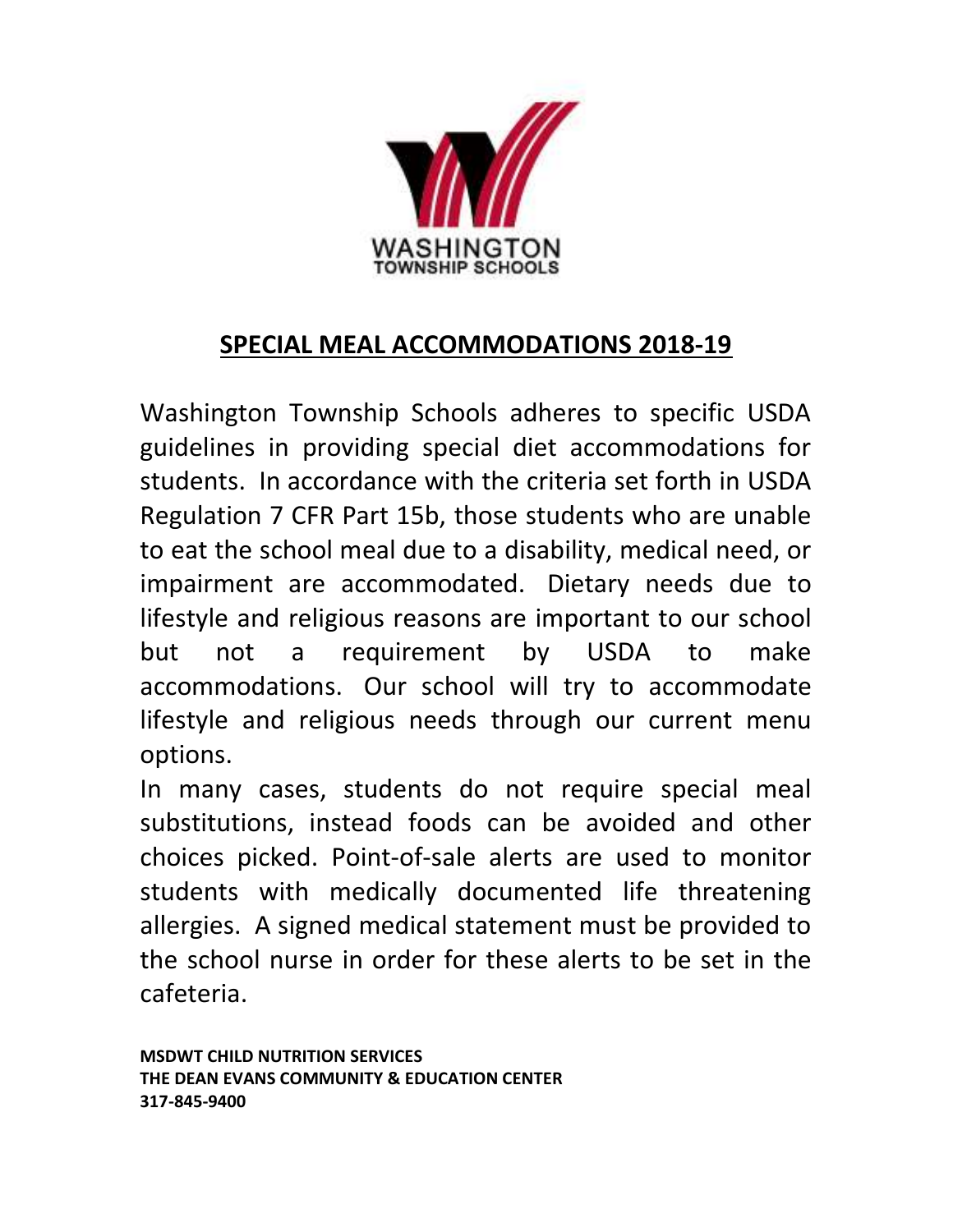WASHINGTON
TOWNSHIP SCHOOLS

# SPECIAL MEAL ACCOMMODATIONS 2018-19

Washington Township Schools adheres to specific USDA guidelines in providing special diet accommodations for students. In accordance with the criteria set forth in USDA Regulation 7 CFR Part 15b, those students who are unable to eat the school meal due to a disability, medical need, or impairment are accommodated. Dietary needs due to lifestyle and religious reasons are important to our school but not a requirement by USDA to make accommodations. Our school will try to accommodate lifestyle and religious needs through our current menu options.

In many cases, students do not require special meal substitutions, instead foods can be avoided and other choices picked. Point-of-sale alerts are used to monitor students with medically documented life threatening allergies. A signed medical statement must be provided to the school nurse in order for these alerts to be set in the cafeteria.

**MSDWT CHILD NUTRITION SERVICES**
**THE DEAN EVANS COMMUNITY & EDUCATION CENTER**
**317-845-9400**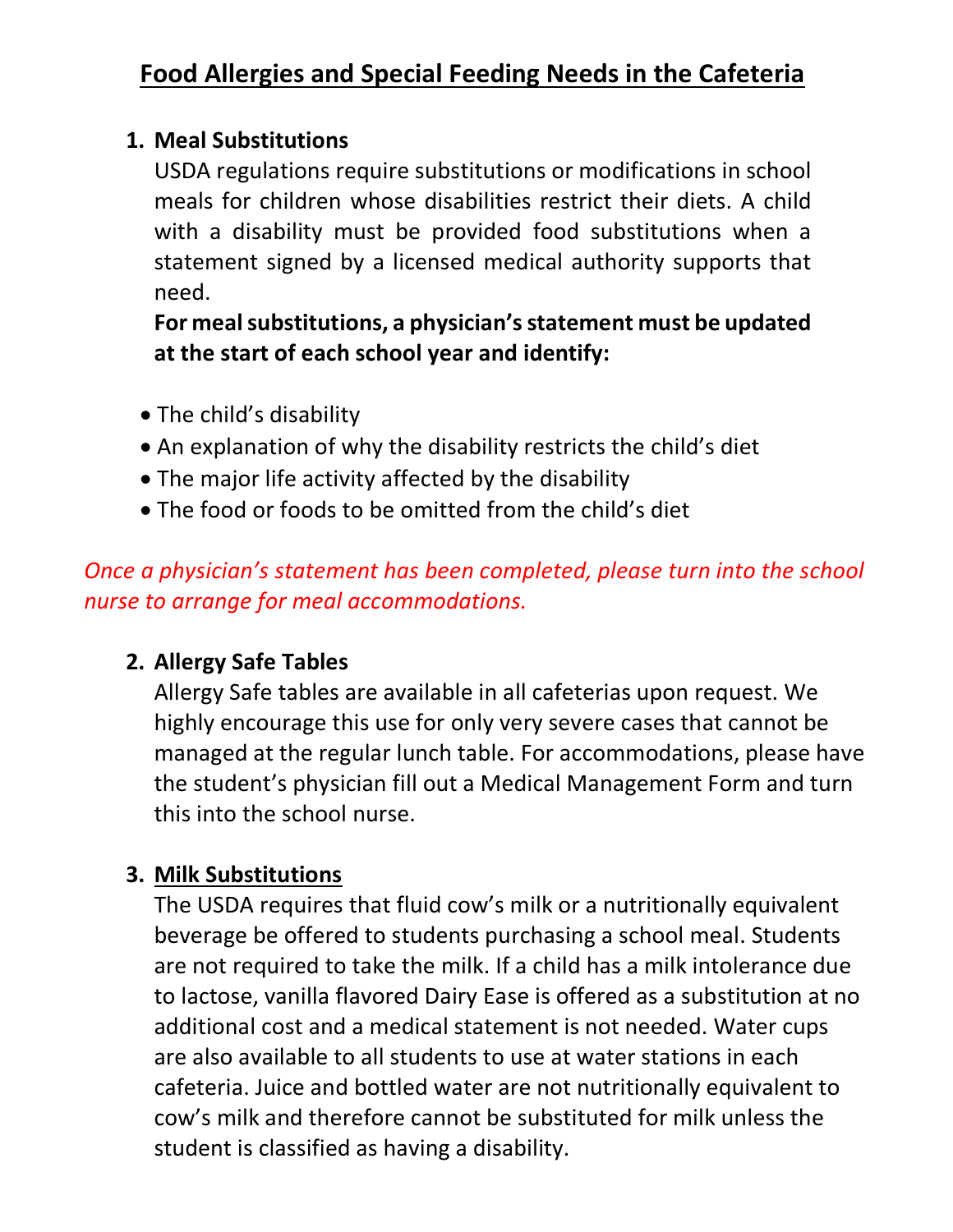# Food Allergies and Special Feeding Needs in the Cafeteria

1. **Meal Substitutions**

   USDA regulations require substitutions or modifications in school meals for children whose disabilities restrict their diets. A child with a disability must be provided food substitutions when a statement signed by a licensed medical authority supports that need.

   **For meal substitutions, a physician's statement must be updated at the start of each school year and identify:**

   - The child's disability
   - An explanation of why the disability restricts the child's diet
   - The major life activity affected by the disability
   - The food or foods to be omitted from the child's diet

*Once a physician's statement has been completed, please turn into the school nurse to arrange for meal accommodations.*

2. **Allergy Safe Tables**

   Allergy Safe tables are available in all cafeterias upon request. We highly encourage this use for only very severe cases that cannot be managed at the regular lunch table. For accommodations, please have the student's physician fill out a Medical Management Form and turn this into the school nurse.

3. **Milk Substitutions**

   The USDA requires that fluid cow's milk or a nutritionally equivalent beverage be offered to students purchasing a school meal. Students are not required to take the milk. If a child has a milk intolerance due to lactose, vanilla flavored Dairy Ease is offered as a substitution at no additional cost and a medical statement is not needed. Water cups are also available to all students to use at water stations in each cafeteria. Juice and bottled water are not nutritionally equivalent to cow's milk and therefore cannot be substituted for milk unless the student is classified as having a disability.